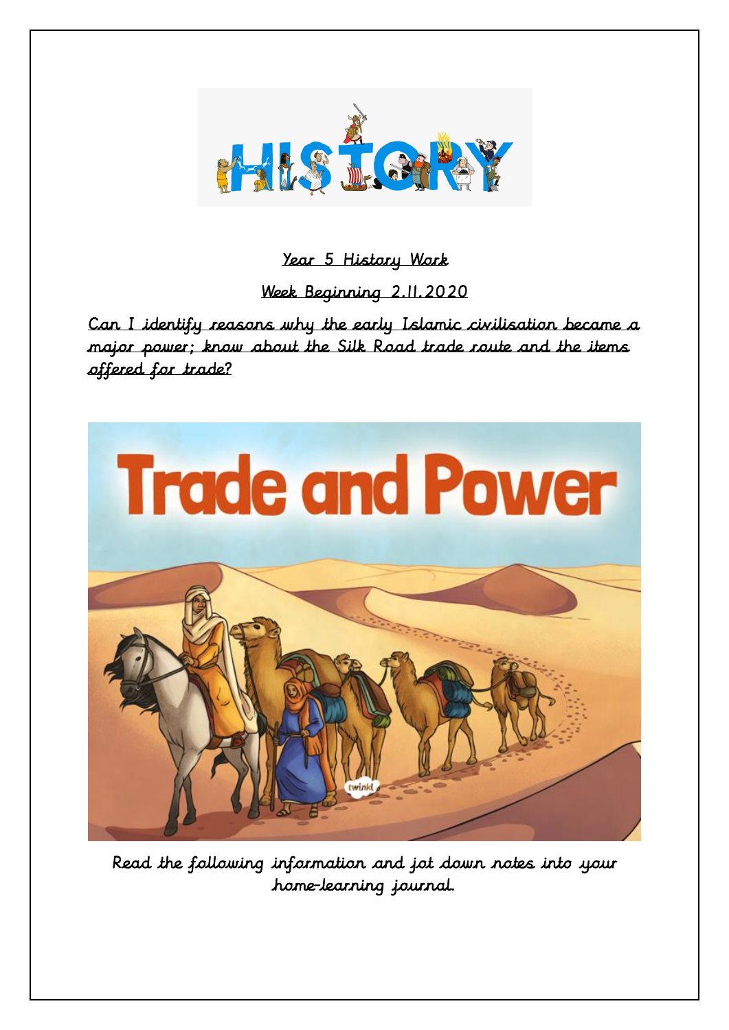<u>Year 5 History Work</u>

<u>Week Beginning 2.11.2020</u>

<u>Can I identify reasons why the early Islamic civilisation became a major power; know about the Silk Road trade route and the items offered for trade?</u>

# Trade and Power

Read the following information and jot down notes into your home-learning journal.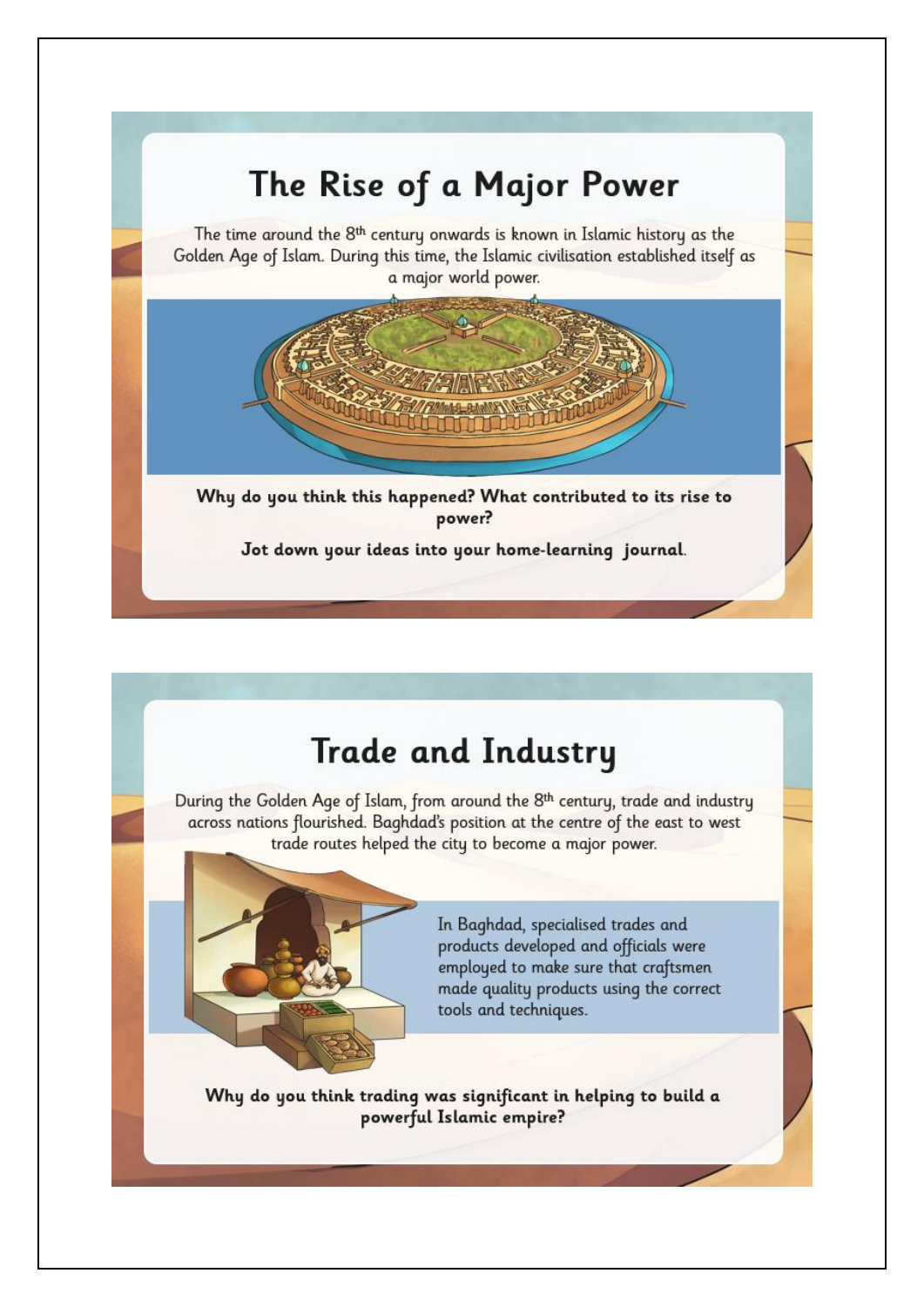# The Rise of a Major Power

The time around the 8th century onwards is known in Islamic history as the Golden Age of Islam. During this time, the Islamic civilisation established itself as a major world power.

**Why do you think this happened? What contributed to its rise to power?**

**Jot down your ideas into your home-learning journal.**

# Trade and Industry

During the Golden Age of Islam, from around the 8th century, trade and industry across nations flourished. Baghdad's position at the centre of the east to west trade routes helped the city to become a major power.

In Baghdad, specialised trades and products developed and officials were employed to make sure that craftsmen made quality products using the correct tools and techniques.

**Why do you think trading was significant in helping to build a powerful Islamic empire?**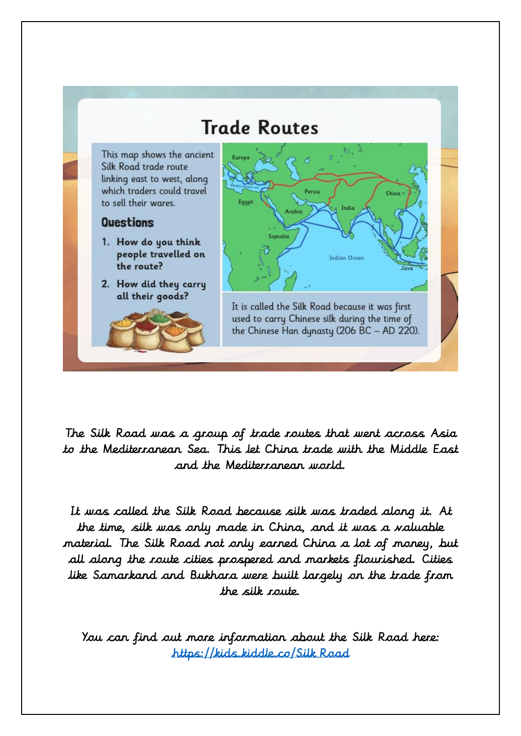## Trade Routes

This map shows the ancient Silk Road trade route linking east to west, along which traders could travel to sell their wares.

### Questions

1. **How do you think people travelled on the route?**
2. **How did they carry all their goods?**

Europe, Mediterranean sea, Egypt, Arabia, Persia, India, China, Somalia, Indian Ocean, Java

It is called the Silk Road because it was first used to carry Chinese silk during the time of the Chinese Han dynasty (206 BC – AD 220).

The Silk Road was a group of trade routes that went across Asia to the Mediterranean Sea. This let China trade with the Middle East and the Mediterranean world.

It was called the Silk Road because silk was traded along it. At the time, silk was only made in China, and it was a valuable material. The Silk Road not only earned China a lot of money, but all along the route cities prospered and markets flourished. Cities like Samarkand and Bukhara were built largely on the trade from the silk route.

You can find out more information about the Silk Road here: [https://kids.kiddle.co/Silk Road](https://kids.kiddle.co/Silk_Road)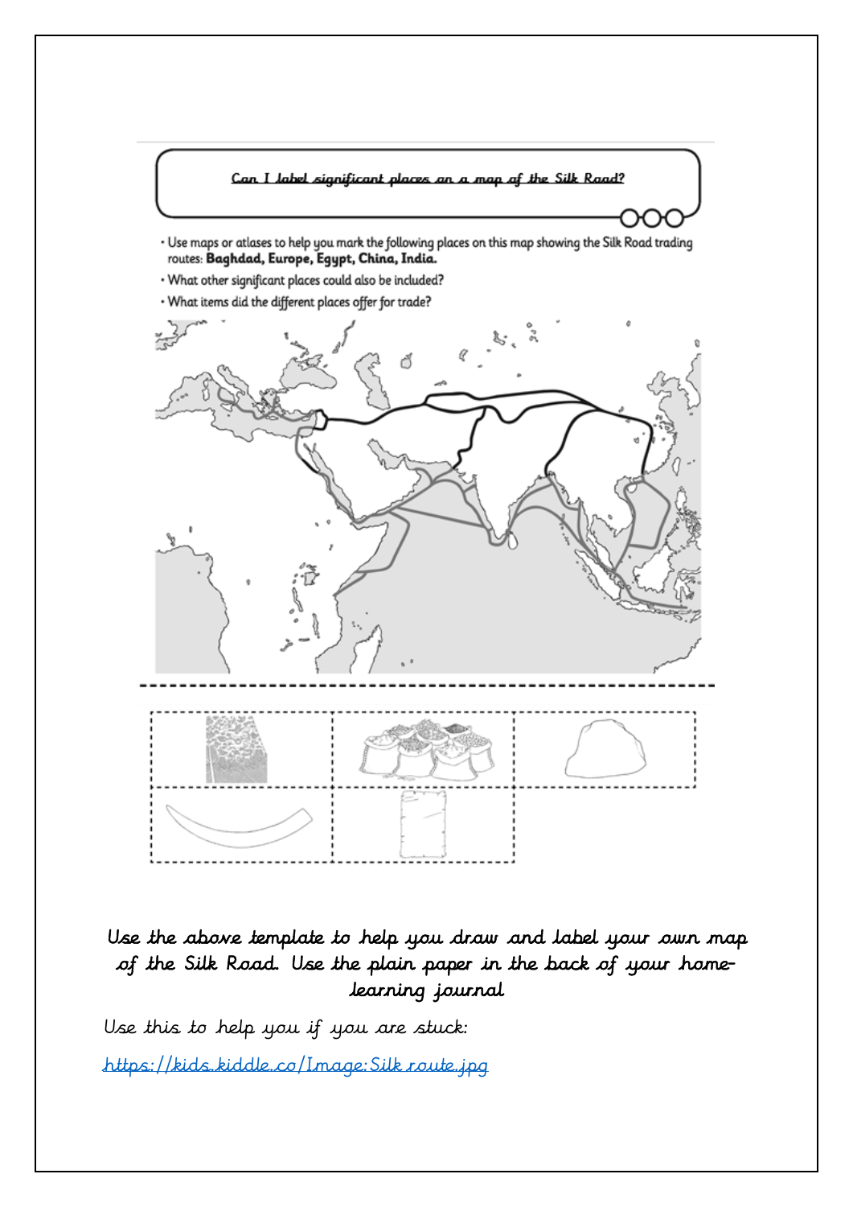**Can I label significant places on a map of the Silk Road?**

- Use maps or atlases to help you mark the following places on this map showing the Silk Road trading routes: **Baghdad, Europe, Egypt, China, India.**
- What other significant places could also be included?
- What items did the different places offer for trade?

*Use the above template to help you draw and label your own map of the Silk Road. Use the plain paper in the back of your home-learning journal*

*Use this to help you if you are stuck:*

[https://kids.kiddle.co/Image:Silk route.jpg](https://kids.kiddle.co/Image:Silk route.jpg)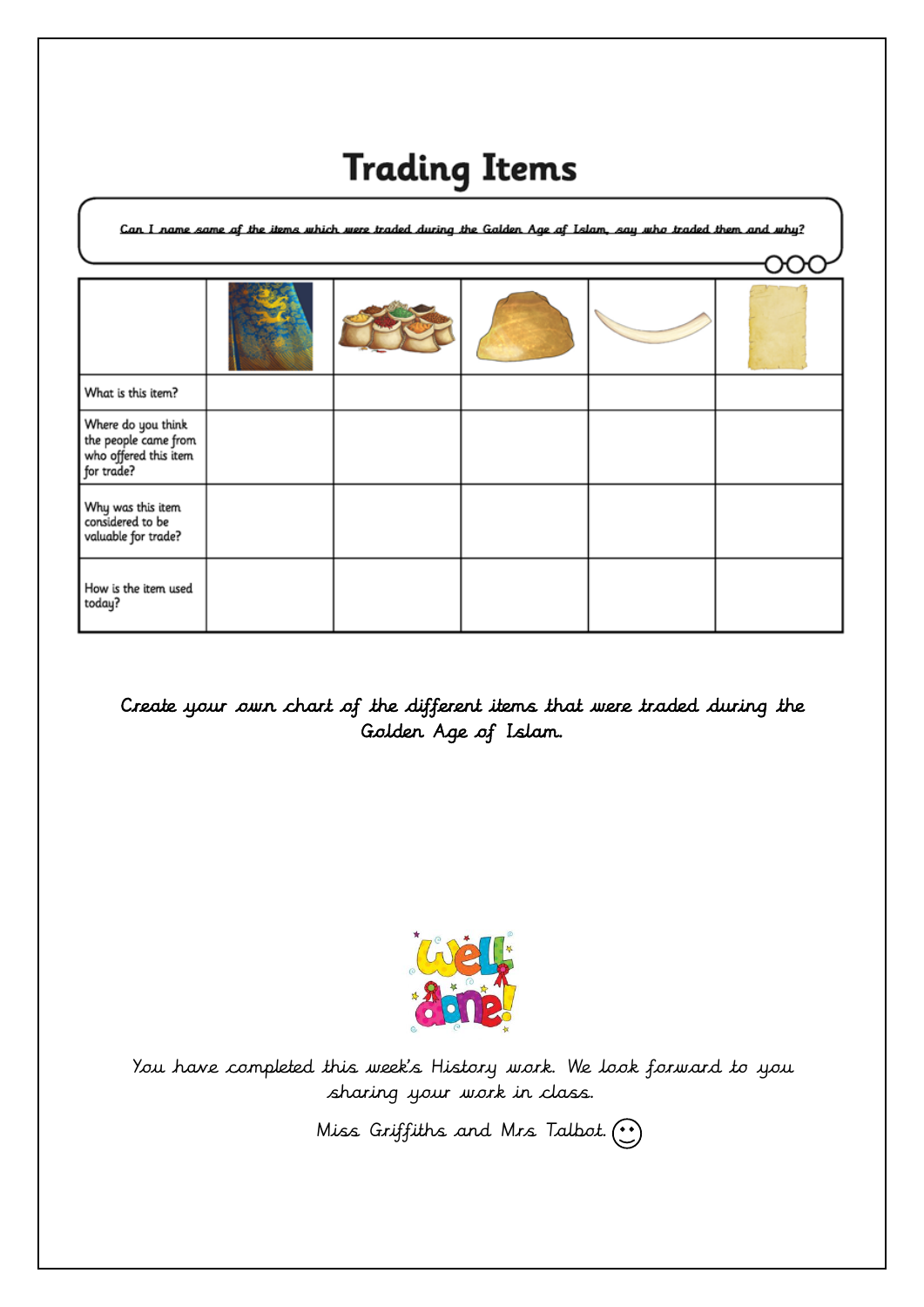# Trading Items

Can I name some of the items which were traded during the Golden Age of Islam, say who traded them and why?

| | | | | | |
|---|---|---|---|---|---|
| What is this item? | | | | | |
| Where do you think the people came from who offered this item for trade? | | | | | |
| Why was this item considered to be valuable for trade? | | | | | |
| How is the item used today? | | | | | |

*Create your own chart of the different items that were traded during the Golden Age of Islam.*

*You have completed this week's History work. We look forward to you sharing your work in class.*

*Miss Griffiths and Mrs Talbot.* ☺